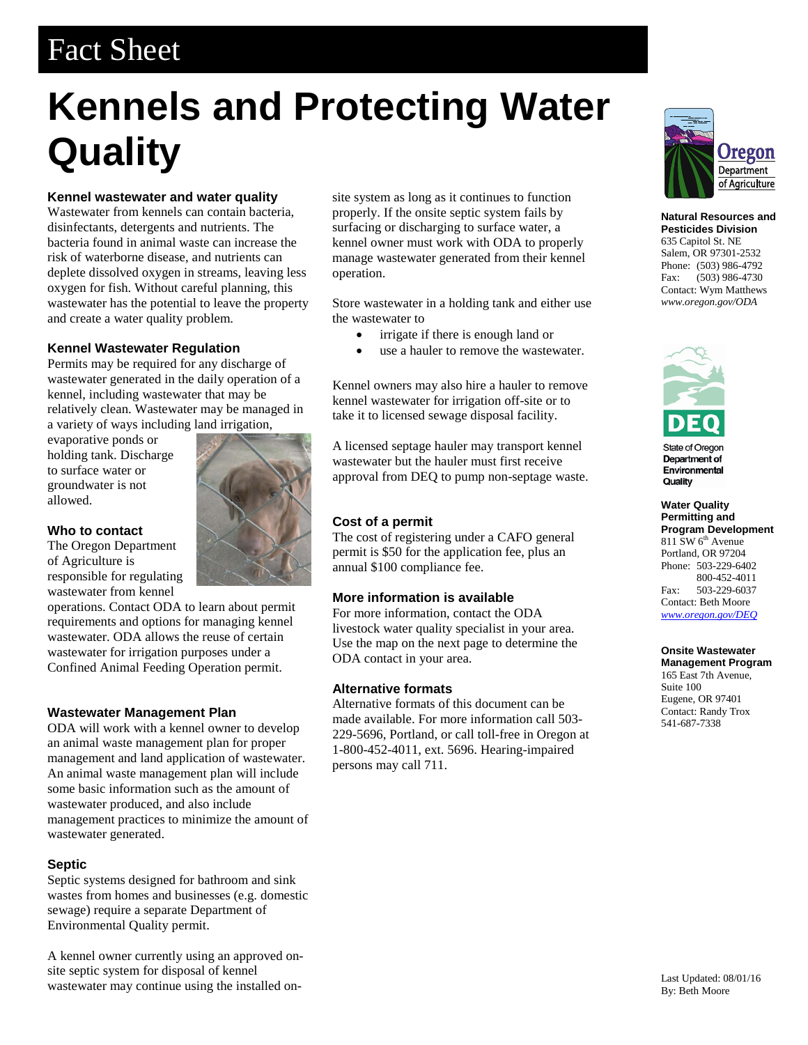Fact Sheet

# Kennels and Protecting Water Quality

### Kennel wastewater and water quality

Wastewater from kennels can contain bacteria, disinfectants, detergents and nutrients. The bacteria found in animal waste can increase the risk of waterborne disease, and nutrients can deplete dissolved oxygen in streams, leaving less oxygen for fish. Without careful planning, this wastewater has the potential to leave the property and create a water quality problem.

### Kennel Wastewater Regulation

Permits may be required for any discharge of wastewater generated in the daily operation of a kennel, including wastewater that may be relatively clean. Wastewater may be managed in a variety of ways including land irrigation, evaporative ponds or holding tank. Discharge to surface water or groundwater is not allowed.

### Who to contact

The Oregon Department of Agriculture is responsible for regulating wastewater from kennel operations. Contact ODA to learn about permit requirements and options for managing kennel wastewater. ODA allows the reuse of certain wastewater for irrigation purposes under a Confined Animal Feeding Operation permit.

### Wastewater Management Plan

ODA will work with a kennel owner to develop an animal waste management plan for proper management and land application of wastewater. An animal waste management plan will include some basic information such as the amount of wastewater produced, and also include management practices to minimize the amount of wastewater generated.

### Septic

Septic systems designed for bathroom and sink wastes from homes and businesses (e.g. domestic sewage) require a separate Department of Environmental Quality permit.

A kennel owner currently using an approved on-site septic system for disposal of kennel wastewater may continue using the installed on-site system as long as it continues to function properly. If the onsite septic system fails by surfacing or discharging to surface water, a kennel owner must work with ODA to properly manage wastewater generated from their kennel operation.

Store wastewater in a holding tank and either use the wastewater to

- irrigate if there is enough land or
- use a hauler to remove the wastewater.

Kennel owners may also hire a hauler to remove kennel wastewater for irrigation off-site or to take it to licensed sewage disposal facility.

A licensed septage hauler may transport kennel wastewater but the hauler must first receive approval from DEQ to pump non-septage waste.

### Cost of a permit

The cost of registering under a CAFO general permit is $50 for the application fee, plus an annual $100 compliance fee.

### More information is available

For more information, contact the ODA livestock water quality specialist in your area. Use the map on the next page to determine the ODA contact in your area.

### Alternative formats

Alternative formats of this document can be made available. For more information call 503-229-5696, Portland, or call toll-free in Oregon at 1-800-452-4011, ext. 5696. Hearing-impaired persons may call 711.

Oregon Department of Agriculture

**Natural Resources and Pesticides Division**
635 Capitol St. NE
Salem, OR 97301-2532
Phone: (503) 986-4792
Fax: (503) 986-4730
Contact: Wym Matthews
*www.oregon.gov/ODA*

State of Oregon Department of Environmental Quality

**Water Quality Permitting and Program Development**
811 SW 6th Avenue
Portland, OR 97204
Phone: 503-229-6402
800-452-4011
Fax: 503-229-6037
Contact: Beth Moore
*www.oregon.gov/DEQ*

**Onsite Wastewater Management Program**
165 East 7th Avenue, Suite 100
Eugene, OR 97401
Contact: Randy Trox
541-687-7338

Last Updated: 08/01/16
By: Beth Moore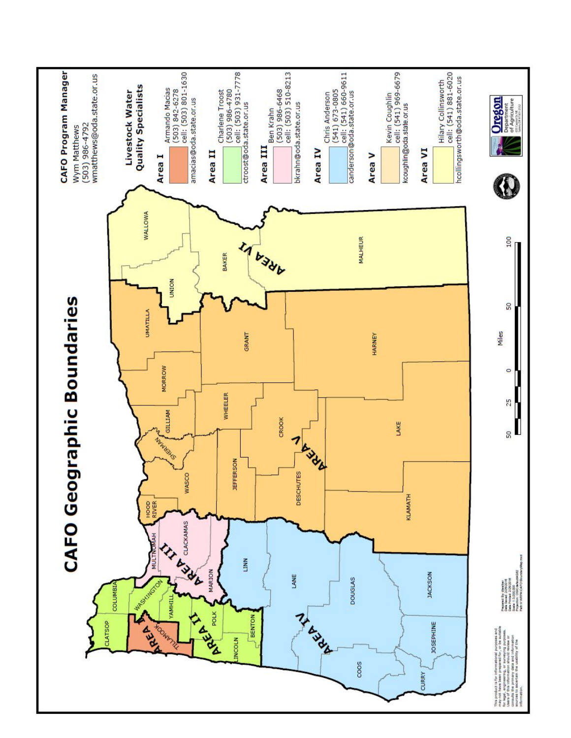# CAFO Geographic Boundaries

AREA I

AREA II

AREA III

AREA IV

AREA V

AREA VI

CLATSOP

COLUMBIA

WASHINGTON

TILLAMOOK

YAMHILL

POLK

LINCOLN

BENTON

MULTNOMAH

CLACKAMAS

MARION

LINN

LANE

DOUGLAS

COOS

CURRY

JOSEPHINE

JACKSON

HOOD RIVER

WASCO

SHERMAN

GILLIAM

MORROW

UMATILLA

JEFFERSON

WHEELER

GRANT

CROOK

DESCHUTES

KLAMATH

LAKE

HARNEY

UNION

WALLOWA

BAKER

MALHEUR

50 25 0 50 100

Miles

## CAFO Program Manager

Wym Matthews
(503) 986-4792
wmatthews@oda.state.or.us

## Livestock Water Quality Specialists

**Area I**
Armando Macias
(503) 842-6278
cell: (503) 801-1630
amacias@oda.state.or.us

**Area II**
Charlene Troost
(503) 986-4780
cell: (503) 931-7778
ctroost@oda.state.or.us

**Area III**
Ben Krahn
(503) 986-6468
cell: (503) 510-8213
bkrahn@oda.state.or.us

**Area IV**
Chris Anderson
(541) 673-0805
cell: (541) 660-9611
canderson@oda.state.or.us

**Area V**
Kevin Coughlin
cell: (541) 969-6679
kcoughlin@oda.state.or.us

**Area VI**
Hilary Collinsworth
cell: (541) 881-6020
hcollingsworth@oda.state.or.us

Oregon Department of Agriculture

This product is for informational purposes and may not have been prepared for, or be suitable for legal, engineering, or surveying purposes. Users of this information should review or consult the primary data and information sources to ascertain the usability of the information.